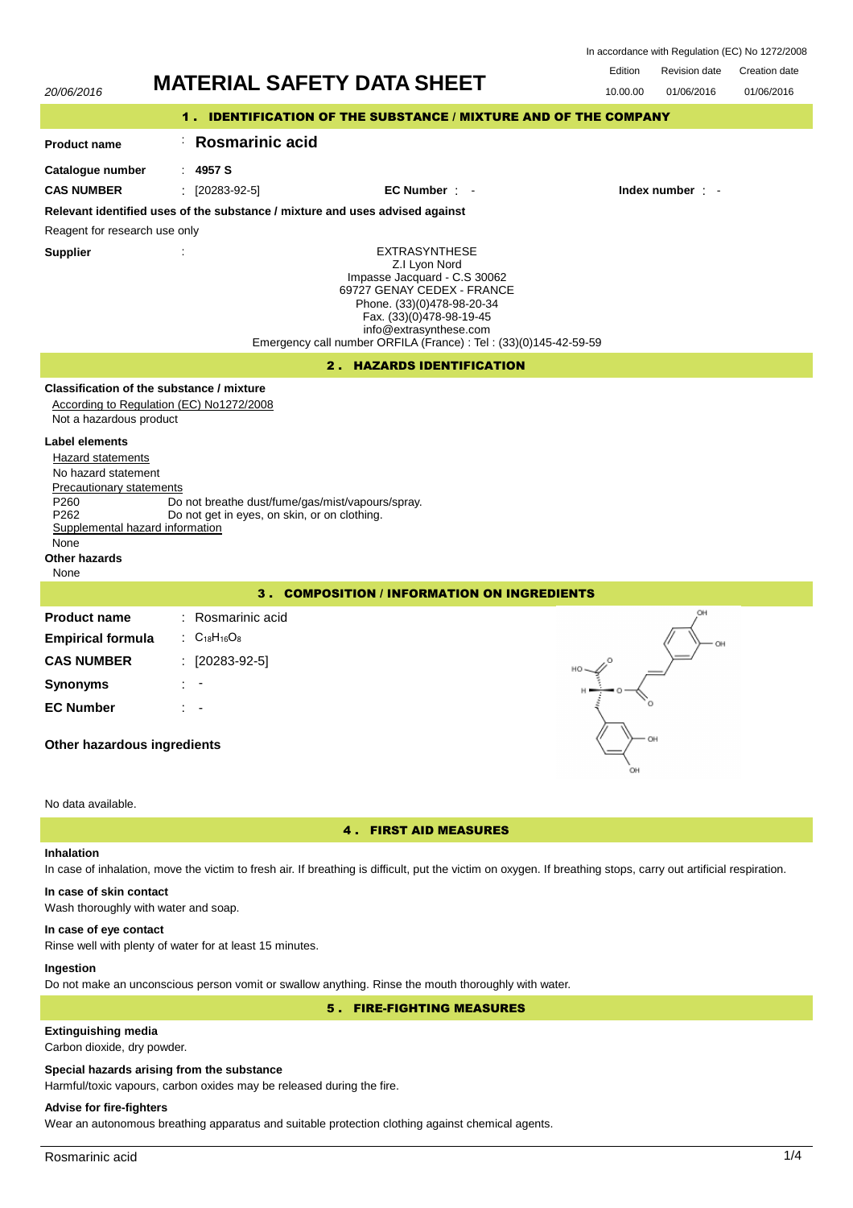In accordance with Regulation (EC) No 1272/2008

| Edition | Revision date | Creation date |
|---|---|---|
| 10.00.00 | 01/06/2016 | 01/06/2016 |

20/06/2016

# MATERIAL SAFETY DATA SHEET

## 1 . IDENTIFICATION OF THE SUBSTANCE / MIXTURE AND OF THE COMPANY

**Product name** : **Rosmarinic acid**

**Catalogue number** : **4957 S**

**CAS NUMBER** : [20283-92-5] **EC Number** : - **Index number** : -

**Relevant identified uses of the substance / mixture and uses advised against**

Reagent for research use only

**Supplier** :

EXTRASYNTHESE
Z.I Lyon Nord
Impasse Jacquard - C.S 30062
69727 GENAY CEDEX - FRANCE
Phone. (33)(0)478-98-20-34
Fax. (33)(0)478-98-19-45
info@extrasynthese.com
Emergency call number ORFILA (France) : Tel : (33)(0)145-42-59-59

## 2 . HAZARDS IDENTIFICATION

**Classification of the substance / mixture**

According to Regulation (EC) No1272/2008

Not a hazardous product

**Label elements**

Hazard statements

No hazard statement

Precautionary statements

P260 Do not breathe dust/fume/gas/mist/vapours/spray.
P262 Do not get in eyes, on skin, or on clothing.

Supplemental hazard information

None

**Other hazards**

None

## 3 . COMPOSITION / INFORMATION ON INGREDIENTS

**Product name** : Rosmarinic acid

**Empirical formula** : $C_{18}H_{16}O_8$

**CAS NUMBER** : [20283-92-5]

**Synonyms** : -

**EC Number** : -

**Other hazardous ingredients**

No data available.

## 4 . FIRST AID MEASURES

**Inhalation**

In case of inhalation, move the victim to fresh air. If breathing is difficult, put the victim on oxygen. If breathing stops, carry out artificial respiration.

**In case of skin contact**

Wash thoroughly with water and soap.

**In case of eye contact**

Rinse well with plenty of water for at least 15 minutes.

**Ingestion**

Do not make an unconscious person vomit or swallow anything. Rinse the mouth thoroughly with water.

## 5 . FIRE-FIGHTING MEASURES

**Extinguishing media**

Carbon dioxide, dry powder.

**Special hazards arising from the substance**

Harmful/toxic vapours, carbon oxides may be released during the fire.

**Advise for fire-fighters**

Wear an autonomous breathing apparatus and suitable protection clothing against chemical agents.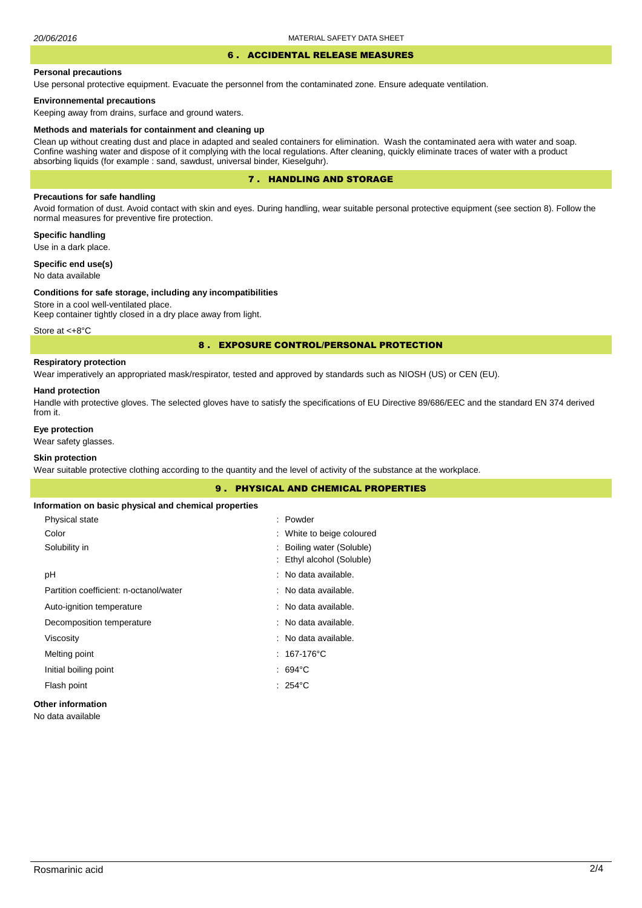## 6 . ACCIDENTAL RELEASE MEASURES

**Personal precautions**

Use personal protective equipment. Evacuate the personnel from the contaminated zone. Ensure adequate ventilation.

**Environnemental precautions**

Keeping away from drains, surface and ground waters.

**Methods and materials for containment and cleaning up**

Clean up without creating dust and place in adapted and sealed containers for elimination. Wash the contaminated aera with water and soap. Confine washing water and dispose of it complying with the local regulations. After cleaning, quickly eliminate traces of water with a product absorbing liquids (for example : sand, sawdust, universal binder, Kieselguhr).

## 7 . HANDLING AND STORAGE

**Precautions for safe handling**

Avoid formation of dust. Avoid contact with skin and eyes. During handling, wear suitable personal protective equipment (see section 8). Follow the normal measures for preventive fire protection.

**Specific handling**

Use in a dark place.

**Specific end use(s)**

No data available

**Conditions for safe storage, including any incompatibilities**

Store in a cool well-ventilated place.
Keep container tightly closed in a dry place away from light.

Store at <+8°C

## 8 . EXPOSURE CONTROL/PERSONAL PROTECTION

**Respiratory protection**

Wear imperatively an appropriated mask/respirator, tested and approved by standards such as NIOSH (US) or CEN (EU).

**Hand protection**

Handle with protective gloves. The selected gloves have to satisfy the specifications of EU Directive 89/686/EEC and the standard EN 374 derived from it.

**Eye protection**

Wear safety glasses.

**Skin protection**

Wear suitable protective clothing according to the quantity and the level of activity of the substance at the workplace.

## 9 . PHYSICAL AND CHEMICAL PROPERTIES

**Information on basic physical and chemical properties**

| | |
|---|---|
| Physical state | : Powder |
| Color | : White to beige coloured |
| Solubility in | : Boiling water (Soluble)<br>: Ethyl alcohol (Soluble) |
| pH | : No data available. |
| Partition coefficient: n-octanol/water | : No data available. |
| Auto-ignition temperature | : No data available. |
| Decomposition temperature | : No data available. |
| Viscosity | : No data available. |
| Melting point | : 167-176°C |
| Initial boiling point | : 694°C |
| Flash point | : 254°C |

**Other information**

No data available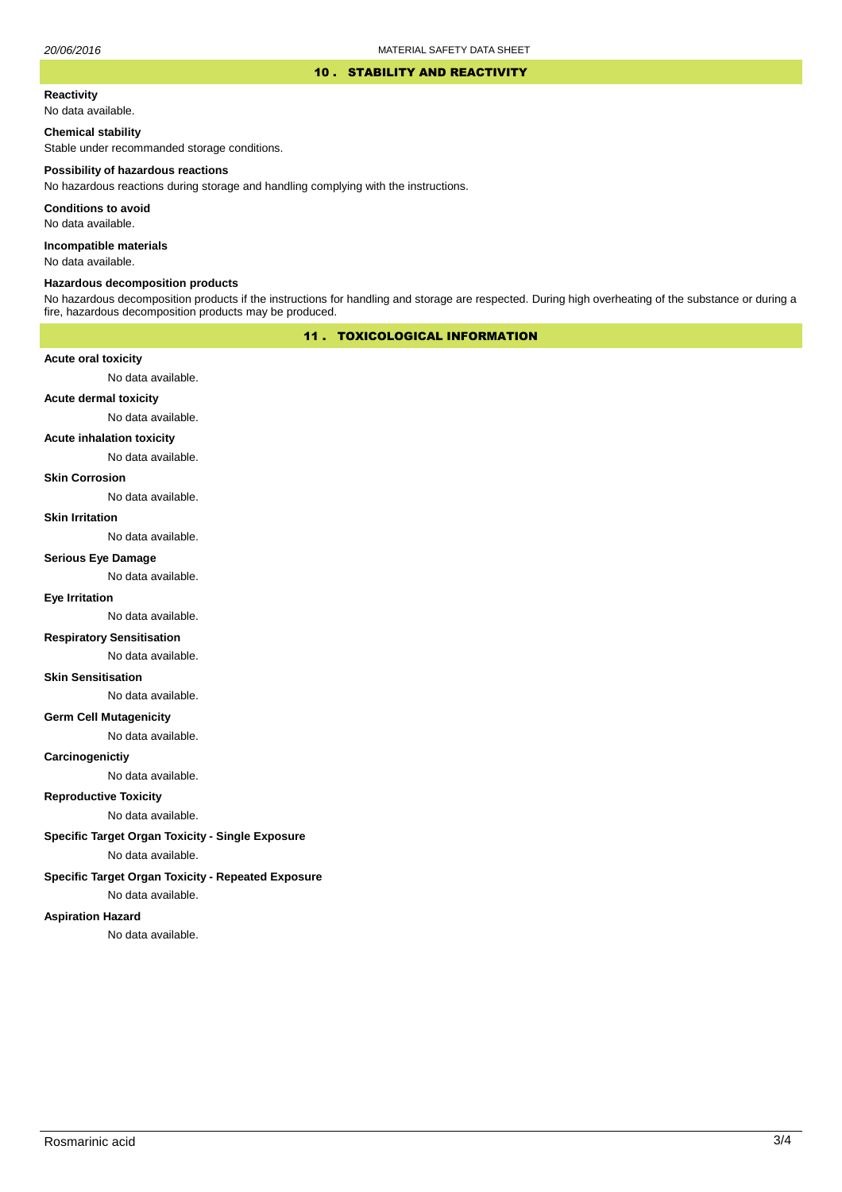## 10 . STABILITY AND REACTIVITY

**Reactivity**

No data available.

**Chemical stability**

Stable under recommanded storage conditions.

**Possibility of hazardous reactions**

No hazardous reactions during storage and handling complying with the instructions.

**Conditions to avoid**

No data available.

**Incompatible materials**

No data available.

**Hazardous decomposition products**

No hazardous decomposition products if the instructions for handling and storage are respected. During high overheating of the substance or during a fire, hazardous decomposition products may be produced.

## 11 . TOXICOLOGICAL INFORMATION

**Acute oral toxicity**

No data available.

**Acute dermal toxicity**

No data available.

**Acute inhalation toxicity**

No data available.

**Skin Corrosion**

No data available.

**Skin Irritation**

No data available.

**Serious Eye Damage**

No data available.

**Eye Irritation**

No data available.

**Respiratory Sensitisation**

No data available.

**Skin Sensitisation**

No data available.

**Germ Cell Mutagenicity**

No data available.

**Carcinogenictiy**

No data available.

**Reproductive Toxicity**

No data available.

**Specific Target Organ Toxicity - Single Exposure**

No data available.

**Specific Target Organ Toxicity - Repeated Exposure**

No data available.

**Aspiration Hazard**

No data available.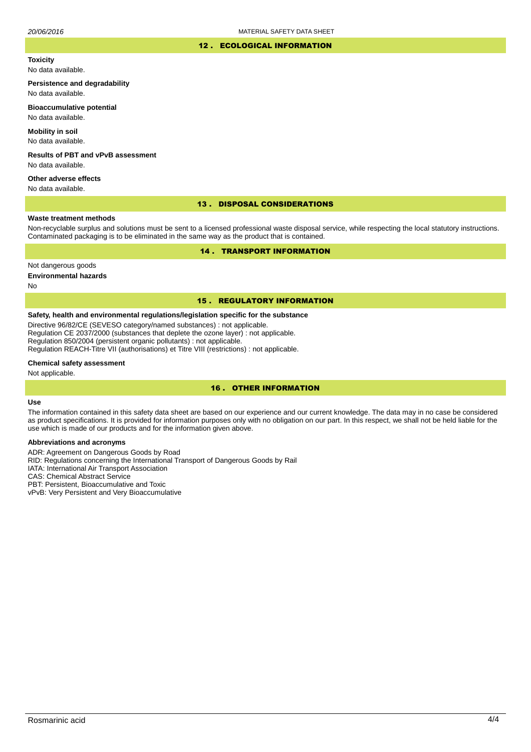## 12 . ECOLOGICAL INFORMATION

**Toxicity**

No data available.

**Persistence and degradability**

No data available.

**Bioaccumulative potential**

No data available.

**Mobility in soil**

No data available.

**Results of PBT and vPvB assessment**

No data available.

**Other adverse effects**

No data available.

## 13 . DISPOSAL CONSIDERATIONS

**Waste treatment methods**

Non-recyclable surplus and solutions must be sent to a licensed professional waste disposal service, while respecting the local statutory instructions. Contaminated packaging is to be eliminated in the same way as the product that is contained.

## 14 . TRANSPORT INFORMATION

Not dangerous goods

**Environmental hazards**

No

## 15 . REGULATORY INFORMATION

**Safety, health and environmental regulations/legislation specific for the substance**

Directive 96/82/CE (SEVESO category/named substances) : not applicable.
Regulation CE 2037/2000 (substances that deplete the ozone layer) : not applicable.
Regulation 850/2004 (persistent organic pollutants) : not applicable.
Regulation REACH-Titre VII (authorisations) et Titre VIII (restrictions) : not applicable.

**Chemical safety assessment**

Not applicable.

## 16 . OTHER INFORMATION

**Use**

The information contained in this safety data sheet are based on our experience and our current knowledge. The data may in no case be considered as product specifications. It is provided for information purposes only with no obligation on our part. In this respect, we shall not be held liable for the use which is made of our products and for the information given above.

**Abbreviations and acronyms**

ADR: Agreement on Dangerous Goods by Road
RID: Regulations concerning the International Transport of Dangerous Goods by Rail
IATA: International Air Transport Association
CAS: Chemical Abstract Service
PBT: Persistent, Bioaccumulative and Toxic
vPvB: Very Persistent and Very Bioaccumulative